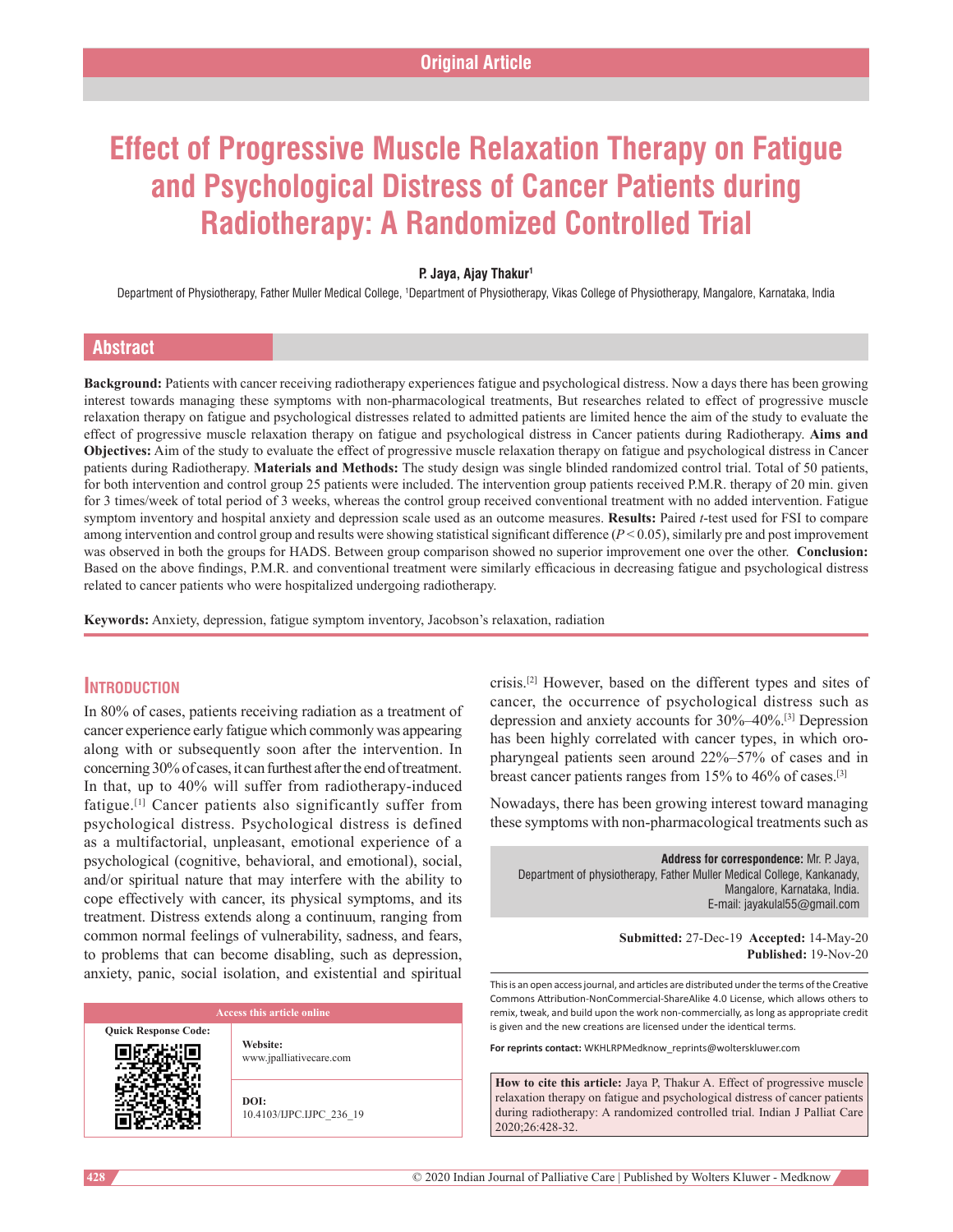Original Article

# Effect of Progressive Muscle Relaxation Therapy on Fatigue and Psychological Distress of Cancer Patients during Radiotherapy: A Randomized Controlled Trial

**P. Jaya, Ajay Thakur[1]**

Department of Physiotherapy, Father Muller Medical College, [1]Department of Physiotherapy, Vikas College of Physiotherapy, Mangalore, Karnataka, India

## Abstract

**Background:** Patients with cancer receiving radiotherapy experiences fatigue and psychological distress. Now a days there has been growing interest towards managing these symptoms with non-pharmacological treatments, But researches related to effect of progressive muscle relaxation therapy on fatigue and psychological distresses related to admitted patients are limited hence the aim of the study to evaluate the effect of progressive muscle relaxation therapy on fatigue and psychological distress in Cancer patients during Radiotherapy. **Aims and Objectives:** Aim of the study to evaluate the effect of progressive muscle relaxation therapy on fatigue and psychological distress in Cancer patients during Radiotherapy. **Materials and Methods:** The study design was single blinded randomized control trial. Total of 50 patients, for both intervention and control group 25 patients were included. The intervention group patients received P.M.R. therapy of 20 min. given for 3 times/week of total period of 3 weeks, whereas the control group received conventional treatment with no added intervention. Fatigue symptom inventory and hospital anxiety and depression scale used as an outcome measures. **Results:** Paired *t*-test used for FSI to compare among intervention and control group and results were showing statistical significant difference ($P < 0.05$), similarly pre and post improvement was observed in both the groups for HADS. Between group comparison showed no superior improvement one over the other. **Conclusion:** Based on the above findings, P.M.R. and conventional treatment were similarly efficacious in decreasing fatigue and psychological distress related to cancer patients who were hospitalized undergoing radiotherapy.

**Keywords:** Anxiety, depression, fatigue symptom inventory, Jacobson's relaxation, radiation

## Introduction

In 80% of cases, patients receiving radiation as a treatment of cancer experience early fatigue which commonly was appearing along with or subsequently soon after the intervention. In concerning 30% of cases, it can furthest after the end of treatment. In that, up to 40% will suffer from radiotherapy-induced fatigue.[1] Cancer patients also significantly suffer from psychological distress. Psychological distress is defined as a multifactorial, unpleasant, emotional experience of a psychological (cognitive, behavioral, and emotional), social, and/or spiritual nature that may interfere with the ability to cope effectively with cancer, its physical symptoms, and its treatment. Distress extends along a continuum, ranging from common normal feelings of vulnerability, sadness, and fears, to problems that can become disabling, such as depression, anxiety, panic, social isolation, and existential and spiritual crisis.[2] However, based on the different types and sites of cancer, the occurrence of psychological distress such as depression and anxiety accounts for 30%–40%.[3] Depression has been highly correlated with cancer types, in which oro-pharyngeal patients seen around 22%–57% of cases and in breast cancer patients ranges from 15% to 46% of cases.[3]

Nowadays, there has been growing interest toward managing these symptoms with non-pharmacological treatments such as

**Address for correspondence:** Mr. P. Jaya,
Department of physiotherapy, Father Muller Medical College, Kankanady, Mangalore, Karnataka, India.
E-mail: jayakulal55@gmail.com

**Submitted:** 27-Dec-19 **Accepted:** 14-May-20 **Published:** 19-Nov-20

| Access this article online | |
|---|---|
| Quick Response Code: | **Website:** www.jpalliativecare.com |
| | **DOI:** 10.4103/IJPC.IJPC_236_19 |

This is an open access journal, and articles are distributed under the terms of the Creative Commons Attribution-NonCommercial-ShareAlike 4.0 License, which allows others to remix, tweak, and build upon the work non-commercially, as long as appropriate credit is given and the new creations are licensed under the identical terms.

**For reprints contact:** WKHLRPMedknow_reprints@wolterskluwer.com

**How to cite this article:** Jaya P, Thakur A. Effect of progressive muscle relaxation therapy on fatigue and psychological distress of cancer patients during radiotherapy: A randomized controlled trial. Indian J Palliat Care 2020;26:428-32.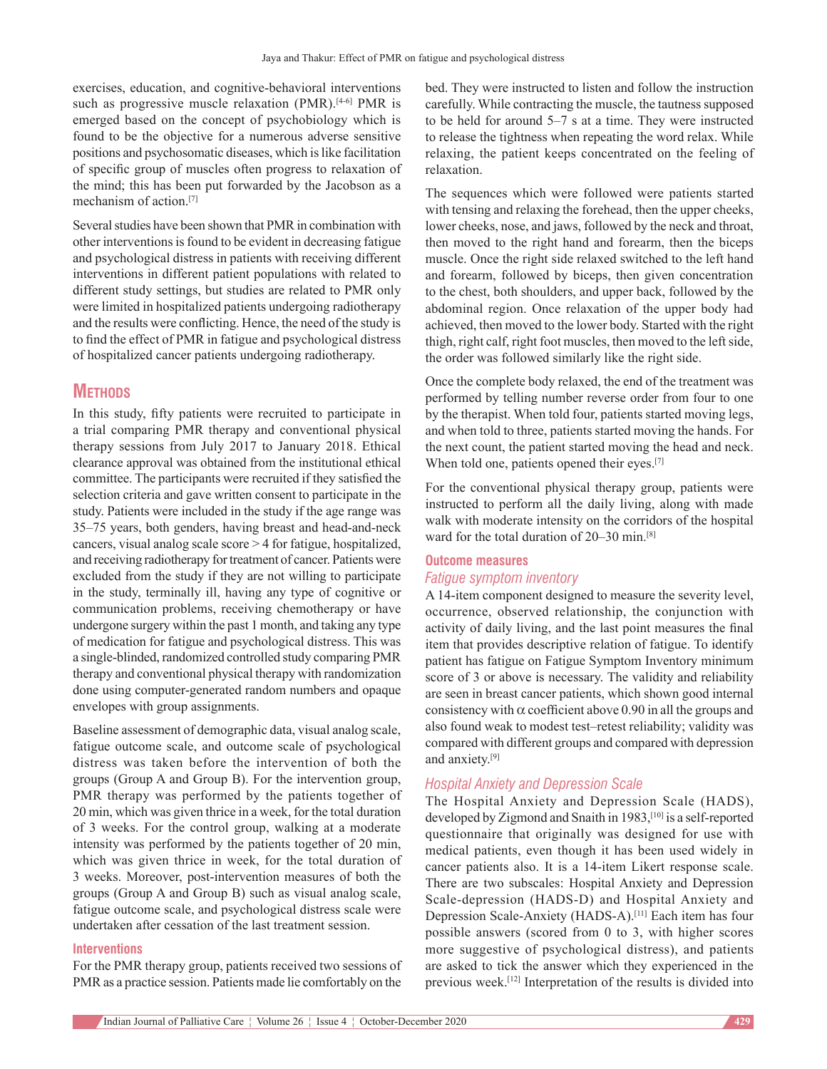exercises, education, and cognitive-behavioral interventions such as progressive muscle relaxation (PMR).[4-6] PMR is emerged based on the concept of psychobiology which is found to be the objective for a numerous adverse sensitive positions and psychosomatic diseases, which is like facilitation of specific group of muscles often progress to relaxation of the mind; this has been put forwarded by the Jacobson as a mechanism of action.[7]

Several studies have been shown that PMR in combination with other interventions is found to be evident in decreasing fatigue and psychological distress in patients with receiving different interventions in different patient populations with related to different study settings, but studies are related to PMR only were limited in hospitalized patients undergoing radiotherapy and the results were conflicting. Hence, the need of the study is to find the effect of PMR in fatigue and psychological distress of hospitalized cancer patients undergoing radiotherapy.

## Methods

In this study, fifty patients were recruited to participate in a trial comparing PMR therapy and conventional physical therapy sessions from July 2017 to January 2018. Ethical clearance approval was obtained from the institutional ethical committee. The participants were recruited if they satisfied the selection criteria and gave written consent to participate in the study. Patients were included in the study if the age range was 35–75 years, both genders, having breast and head-and-neck cancers, visual analog scale score > 4 for fatigue, hospitalized, and receiving radiotherapy for treatment of cancer. Patients were excluded from the study if they are not willing to participate in the study, terminally ill, having any type of cognitive or communication problems, receiving chemotherapy or have undergone surgery within the past 1 month, and taking any type of medication for fatigue and psychological distress. This was a single-blinded, randomized controlled study comparing PMR therapy and conventional physical therapy with randomization done using computer-generated random numbers and opaque envelopes with group assignments.

Baseline assessment of demographic data, visual analog scale, fatigue outcome scale, and outcome scale of psychological distress was taken before the intervention of both the groups (Group A and Group B). For the intervention group, PMR therapy was performed by the patients together of 20 min, which was given thrice in a week, for the total duration of 3 weeks. For the control group, walking at a moderate intensity was performed by the patients together of 20 min, which was given thrice in week, for the total duration of 3 weeks. Moreover, post-intervention measures of both the groups (Group A and Group B) such as visual analog scale, fatigue outcome scale, and psychological distress scale were undertaken after cessation of the last treatment session.

### Interventions

For the PMR therapy group, patients received two sessions of PMR as a practice session. Patients made lie comfortably on the bed. They were instructed to listen and follow the instruction carefully. While contracting the muscle, the tautness supposed to be held for around 5–7 s at a time. They were instructed to release the tightness when repeating the word relax. While relaxing, the patient keeps concentrated on the feeling of relaxation.

The sequences which were followed were patients started with tensing and relaxing the forehead, then the upper cheeks, lower cheeks, nose, and jaws, followed by the neck and throat, then moved to the right hand and forearm, then the biceps muscle. Once the right side relaxed switched to the left hand and forearm, followed by biceps, then given concentration to the chest, both shoulders, and upper back, followed by the abdominal region. Once relaxation of the upper body had achieved, then moved to the lower body. Started with the right thigh, right calf, right foot muscles, then moved to the left side, the order was followed similarly like the right side.

Once the complete body relaxed, the end of the treatment was performed by telling number reverse order from four to one by the therapist. When told four, patients started moving legs, and when told to three, patients started moving the hands. For the next count, the patient started moving the head and neck. When told one, patients opened their eyes.[7]

For the conventional physical therapy group, patients were instructed to perform all the daily living, along with made walk with moderate intensity on the corridors of the hospital ward for the total duration of 20–30 min.[8]

### Outcome measures

#### *Fatigue symptom inventory*

A 14-item component designed to measure the severity level, occurrence, observed relationship, the conjunction with activity of daily living, and the last point measures the final item that provides descriptive relation of fatigue. To identify patient has fatigue on Fatigue Symptom Inventory minimum score of 3 or above is necessary. The validity and reliability are seen in breast cancer patients, which shown good internal consistency with α coefficient above 0.90 in all the groups and also found weak to modest test–retest reliability; validity was compared with different groups and compared with depression and anxiety.[9]

#### *Hospital Anxiety and Depression Scale*

The Hospital Anxiety and Depression Scale (HADS), developed by Zigmond and Snaith in 1983,[10] is a self-reported questionnaire that originally was designed for use with medical patients, even though it has been used widely in cancer patients also. It is a 14-item Likert response scale. There are two subscales: Hospital Anxiety and Depression Scale-depression (HADS-D) and Hospital Anxiety and Depression Scale-Anxiety (HADS-A).[11] Each item has four possible answers (scored from 0 to 3, with higher scores more suggestive of psychological distress), and patients are asked to tick the answer which they experienced in the previous week.[12] Interpretation of the results is divided into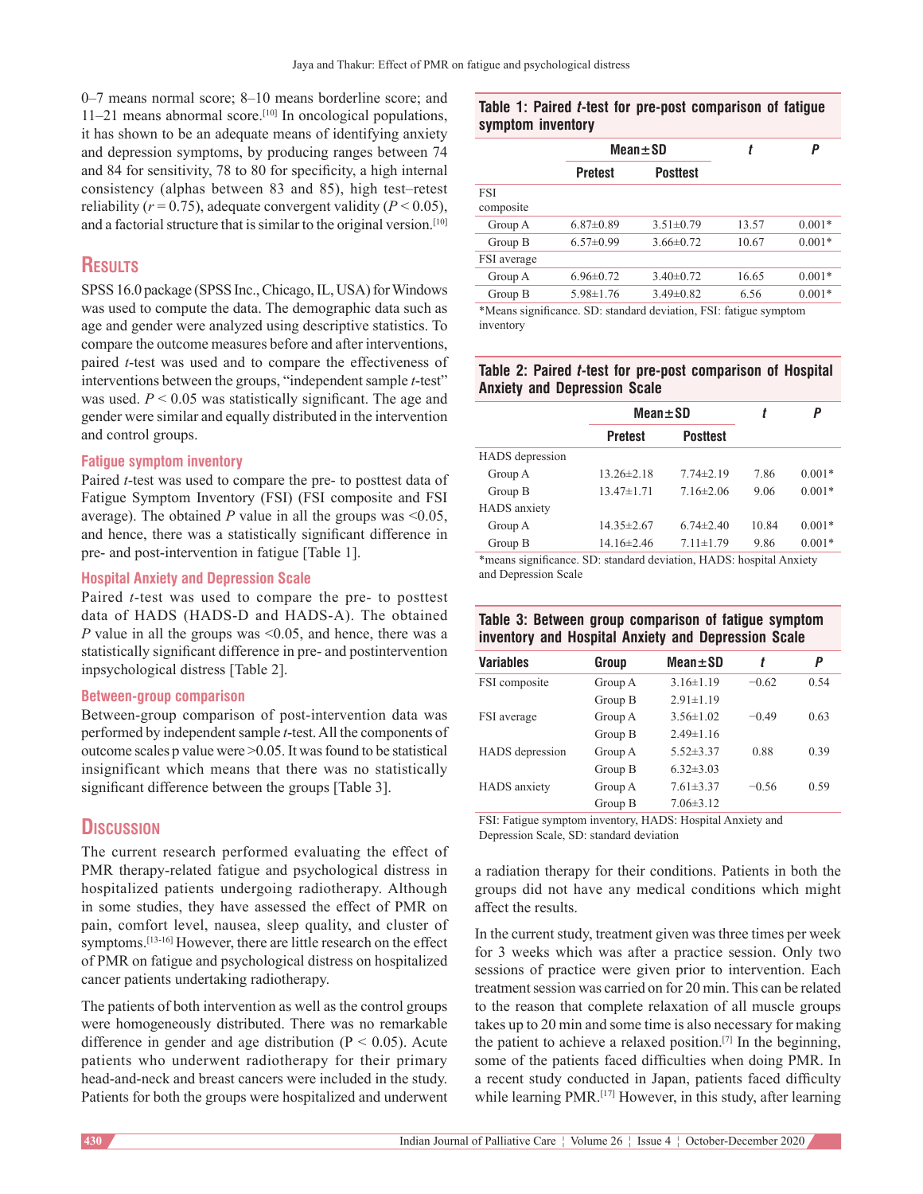0–7 means normal score; 8–10 means borderline score; and 11–21 means abnormal score.[10] In oncological populations, it has shown to be an adequate means of identifying anxiety and depression symptoms, by producing ranges between 74 and 84 for sensitivity, 78 to 80 for specificity, a high internal consistency (alphas between 83 and 85), high test–retest reliability ($r = 0.75$), adequate convergent validity ($P < 0.05$), and a factorial structure that is similar to the original version.[10]

## Results

SPSS 16.0 package (SPSS Inc., Chicago, IL, USA) for Windows was used to compute the data. The demographic data such as age and gender were analyzed using descriptive statistics. To compare the outcome measures before and after interventions, paired *t*-test was used and to compare the effectiveness of interventions between the groups, "independent sample *t*-test" was used. $P < 0.05$ was statistically significant. The age and gender were similar and equally distributed in the intervention and control groups.

### Fatigue symptom inventory

Paired *t*-test was used to compare the pre- to posttest data of Fatigue Symptom Inventory (FSI) (FSI composite and FSI average). The obtained *P* value in all the groups was <0.05, and hence, there was a statistically significant difference in pre- and post-intervention in fatigue [Table 1].

### Hospital Anxiety and Depression Scale

Paired *t*-test was used to compare the pre- to posttest data of HADS (HADS-D and HADS-A). The obtained *P* value in all the groups was <0.05, and hence, there was a statistically significant difference in pre- and postintervention inpsychological distress [Table 2].

### Between-group comparison

Between-group comparison of post-intervention data was performed by independent sample *t*-test. All the components of outcome scales p value were >0.05. It was found to be statistical insignificant which means that there was no statistically significant difference between the groups [Table 3].

**Table 1: Paired *t*-test for pre-post comparison of fatigue symptom inventory**

| | Mean±SD | | *t* | *P* |
|---|---|---|---|---|
| | Pretest | Posttest | | |
| FSI composite | | | | |
| Group A | 6.87±0.89 | 3.51±0.79 | 13.57 | 0.001* |
| Group B | 6.57±0.99 | 3.66±0.72 | 10.67 | 0.001* |
| FSI average | | | | |
| Group A | 6.96±0.72 | 3.40±0.72 | 16.65 | 0.001* |
| Group B | 5.98±1.76 | 3.49±0.82 | 6.56 | 0.001* |

*Means significance. SD: standard deviation, FSI: fatigue symptom inventory

**Table 2: Paired *t*-test for pre-post comparison of Hospital Anxiety and Depression Scale**

| | Mean±SD | | *t* | *P* |
|---|---|---|---|---|
| | Pretest | Posttest | | |
| HADS depression | | | | |
| Group A | 13.26±2.18 | 7.74±2.19 | 7.86 | 0.001* |
| Group B | 13.47±1.71 | 7.16±2.06 | 9.06 | 0.001* |
| HADS anxiety | | | | |
| Group A | 14.35±2.67 | 6.74±2.40 | 10.84 | 0.001* |
| Group B | 14.16±2.46 | 7.11±1.79 | 9.86 | 0.001* |

*means significance. SD: standard deviation, HADS: hospital Anxiety and Depression Scale

**Table 3: Between group comparison of fatigue symptom inventory and Hospital Anxiety and Depression Scale**

| Variables | Group | Mean±SD | *t* | *P* |
|---|---|---|---|---|
| FSI composite | Group A | 3.16±1.19 | −0.62 | 0.54 |
| | Group B | 2.91±1.19 | | |
| FSI average | Group A | 3.56±1.02 | −0.49 | 0.63 |
| | Group B | 2.49±1.16 | | |
| HADS depression | Group A | 5.52±3.37 | 0.88 | 0.39 |
| | Group B | 6.32±3.03 | | |
| HADS anxiety | Group A | 7.61±3.37 | −0.56 | 0.59 |
| | Group B | 7.06±3.12 | | |

FSI: Fatigue symptom inventory, HADS: Hospital Anxiety and Depression Scale, SD: standard deviation

## Discussion

The current research performed evaluating the effect of PMR therapy-related fatigue and psychological distress in hospitalized patients undergoing radiotherapy. Although in some studies, they have assessed the effect of PMR on pain, comfort level, nausea, sleep quality, and cluster of symptoms.[13-16] However, there are little research on the effect of PMR on fatigue and psychological distress on hospitalized cancer patients undertaking radiotherapy.

The patients of both intervention as well as the control groups were homogeneously distributed. There was no remarkable difference in gender and age distribution ($P < 0.05$). Acute patients who underwent radiotherapy for their primary head-and-neck and breast cancers were included in the study. Patients for both the groups were hospitalized and underwent a radiation therapy for their conditions. Patients in both the groups did not have any medical conditions which might affect the results.

In the current study, treatment given was three times per week for 3 weeks which was after a practice session. Only two sessions of practice were given prior to intervention. Each treatment session was carried on for 20 min. This can be related to the reason that complete relaxation of all muscle groups takes up to 20 min and some time is also necessary for making the patient to achieve a relaxed position.[7] In the beginning, some of the patients faced difficulties when doing PMR. In a recent study conducted in Japan, patients faced difficulty while learning PMR.[17] However, in this study, after learning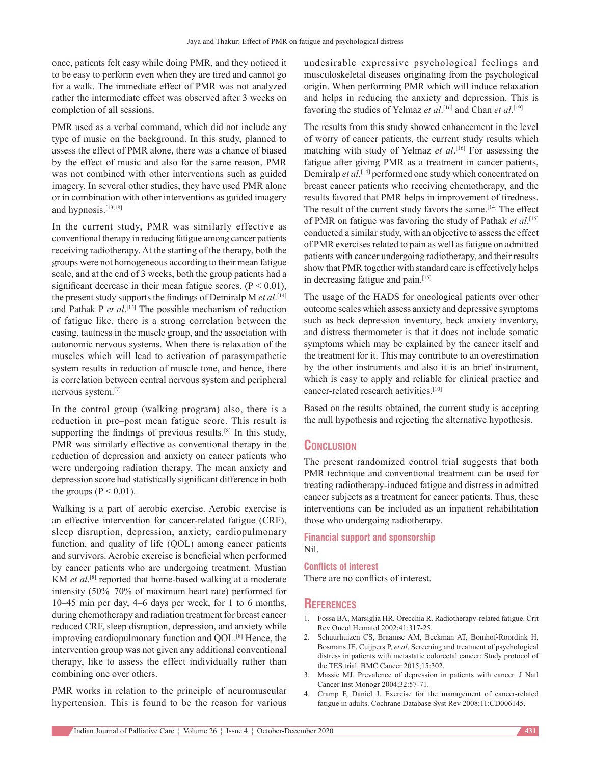once, patients felt easy while doing PMR, and they noticed it to be easy to perform even when they are tired and cannot go for a walk. The immediate effect of PMR was not analyzed rather the intermediate effect was observed after 3 weeks on completion of all sessions.

PMR used as a verbal command, which did not include any type of music on the background. In this study, planned to assess the effect of PMR alone, there was a chance of biased by the effect of music and also for the same reason, PMR was not combined with other interventions such as guided imagery. In several other studies, they have used PMR alone or in combination with other interventions as guided imagery and hypnosis.[13,18]

In the current study, PMR was similarly effective as conventional therapy in reducing fatigue among cancer patients receiving radiotherapy. At the starting of the therapy, both the groups were not homogeneous according to their mean fatigue scale, and at the end of 3 weeks, both the group patients had a significant decrease in their mean fatigue scores. ($P < 0.01$), the present study supports the findings of Demiralp M *et al*.[14] and Pathak P *et al*.[15] The possible mechanism of reduction of fatigue like, there is a strong correlation between the easing, tautness in the muscle group, and the association with autonomic nervous systems. When there is relaxation of the muscles which will lead to activation of parasympathetic system results in reduction of muscle tone, and hence, there is correlation between central nervous system and peripheral nervous system.[7]

In the control group (walking program) also, there is a reduction in pre–post mean fatigue score. This result is supporting the findings of previous results.[8] In this study, PMR was similarly effective as conventional therapy in the reduction of depression and anxiety on cancer patients who were undergoing radiation therapy. The mean anxiety and depression score had statistically significant difference in both the groups ($P < 0.01$).

Walking is a part of aerobic exercise. Aerobic exercise is an effective intervention for cancer-related fatigue (CRF), sleep disruption, depression, anxiety, cardiopulmonary function, and quality of life (QOL) among cancer patients and survivors. Aerobic exercise is beneficial when performed by cancer patients who are undergoing treatment. Mustian KM *et al*.[8] reported that home-based walking at a moderate intensity (50%–70% of maximum heart rate) performed for 10–45 min per day, 4–6 days per week, for 1 to 6 months, during chemotherapy and radiation treatment for breast cancer reduced CRF, sleep disruption, depression, and anxiety while improving cardiopulmonary function and QOL.[8] Hence, the intervention group was not given any additional conventional therapy, like to assess the effect individually rather than combining one over others.

PMR works in relation to the principle of neuromuscular hypertension. This is found to be the reason for various undesirable expressive psychological feelings and musculoskeletal diseases originating from the psychological origin. When performing PMR which will induce relaxation and helps in reducing the anxiety and depression. This is favoring the studies of Yelmaz *et al*.[16] and Chan *et al*.[19]

The results from this study showed enhancement in the level of worry of cancer patients, the current study results which matching with study of Yelmaz *et al*.[16] For assessing the fatigue after giving PMR as a treatment in cancer patients, Demiralp *et al*.[14] performed one study which concentrated on breast cancer patients who receiving chemotherapy, and the results favored that PMR helps in improvement of tiredness. The result of the current study favors the same.[14] The effect of PMR on fatigue was favoring the study of Pathak *et al*.[15] conducted a similar study, with an objective to assess the effect of PMR exercises related to pain as well as fatigue on admitted patients with cancer undergoing radiotherapy, and their results show that PMR together with standard care is effectively helps in decreasing fatigue and pain.[15]

The usage of the HADS for oncological patients over other outcome scales which assess anxiety and depressive symptoms such as beck depression inventory, beck anxiety inventory, and distress thermometer is that it does not include somatic symptoms which may be explained by the cancer itself and the treatment for it. This may contribute to an overestimation by the other instruments and also it is an brief instrument, which is easy to apply and reliable for clinical practice and cancer-related research activities.[10]

Based on the results obtained, the current study is accepting the null hypothesis and rejecting the alternative hypothesis.

## Conclusion

The present randomized control trial suggests that both PMR technique and conventional treatment can be used for treating radiotherapy-induced fatigue and distress in admitted cancer subjects as a treatment for cancer patients. Thus, these interventions can be included as an inpatient rehabilitation those who undergoing radiotherapy.

### Financial support and sponsorship

Nil.

### Conflicts of interest

There are no conflicts of interest.

## References

1. Fossa BA, Marsiglia HR, Orecchia R. Radiotherapy-related fatigue. Crit Rev Oncol Hematol 2002;41:317-25.
2. Schuurhuizen CS, Braamse AM, Beekman AT, Bomhof-Roordink H, Bosmans JE, Cuijpers P, *et al*. Screening and treatment of psychological distress in patients with metastatic colorectal cancer: Study protocol of the TES trial. BMC Cancer 2015;15:302.
3. Massie MJ. Prevalence of depression in patients with cancer. J Natl Cancer Inst Monogr 2004;32:57-71.
4. Cramp F, Daniel J. Exercise for the management of cancer-related fatigue in adults. Cochrane Database Syst Rev 2008;11:CD006145.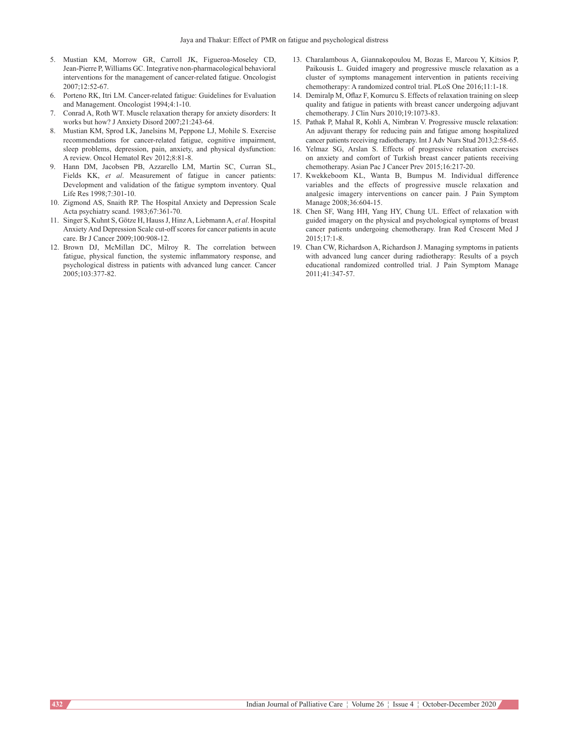5. Mustian KM, Morrow GR, Carroll JK, Figueroa-Moseley CD, Jean-Pierre P, Williams GC. Integrative non-pharmacological behavioral interventions for the management of cancer-related fatigue. Oncologist 2007;12:52-67.
6. Porteno RK, Itri LM. Cancer-related fatigue: Guidelines for Evaluation and Management. Oncologist 1994;4:1-10.
7. Conrad A, Roth WT. Muscle relaxation therapy for anxiety disorders: It works but how? J Anxiety Disord 2007;21:243-64.
8. Mustian KM, Sprod LK, Janelsins M, Peppone LJ, Mohile S. Exercise recommendations for cancer-related fatigue, cognitive impairment, sleep problems, depression, pain, anxiety, and physical dysfunction: A review. Oncol Hematol Rev 2012;8:81-8.
9. Hann DM, Jacobsen PB, Azzarello LM, Martin SC, Curran SL, Fields KK, *et al*. Measurement of fatigue in cancer patients: Development and validation of the fatigue symptom inventory. Qual Life Res 1998;7:301-10.
10. Zigmond AS, Snaith RP. The Hospital Anxiety and Depression Scale Acta psychiatry scand. 1983;67:361-70.
11. Singer S, Kuhnt S, Götze H, Hauss J, Hinz A, Liebmann A, *et al*. Hospital Anxiety And Depression Scale cut-off scores for cancer patients in acute care. Br J Cancer 2009;100:908-12.
12. Brown DJ, McMillan DC, Milroy R. The correlation between fatigue, physical function, the systemic inflammatory response, and psychological distress in patients with advanced lung cancer. Cancer 2005;103:377-82.
13. Charalambous A, Giannakopoulou M, Bozas E, Marcou Y, Kitsios P, Paikousis L. Guided imagery and progressive muscle relaxation as a cluster of symptoms management intervention in patients receiving chemotherapy: A randomized control trial. PLoS One 2016;11:1-18.
14. Demiralp M, Oflaz F, Komurcu S. Effects of relaxation training on sleep quality and fatigue in patients with breast cancer undergoing adjuvant chemotherapy. J Clin Nurs 2010;19:1073-83.
15. Pathak P, Mahal R, Kohli A, Nimbran V. Progressive muscle relaxation: An adjuvant therapy for reducing pain and fatigue among hospitalized cancer patients receiving radiotherapy. Int J Adv Nurs Stud 2013;2:58-65.
16. Yelmaz SG, Arslan S. Effects of progressive relaxation exercises on anxiety and comfort of Turkish breast cancer patients receiving chemotherapy. Asian Pac J Cancer Prev 2015;16:217-20.
17. Kwekkeboom KL, Wanta B, Bumpus M. Individual difference variables and the effects of progressive muscle relaxation and analgesic imagery interventions on cancer pain. J Pain Symptom Manage 2008;36:604-15.
18. Chen SF, Wang HH, Yang HY, Chung UL. Effect of relaxation with guided imagery on the physical and psychological symptoms of breast cancer patients undergoing chemotherapy. Iran Red Crescent Med J 2015;17:1-8.
19. Chan CW, Richardson A, Richardson J. Managing symptoms in patients with advanced lung cancer during radiotherapy: Results of a psych educational randomized controlled trial. J Pain Symptom Manage 2011;41:347-57.